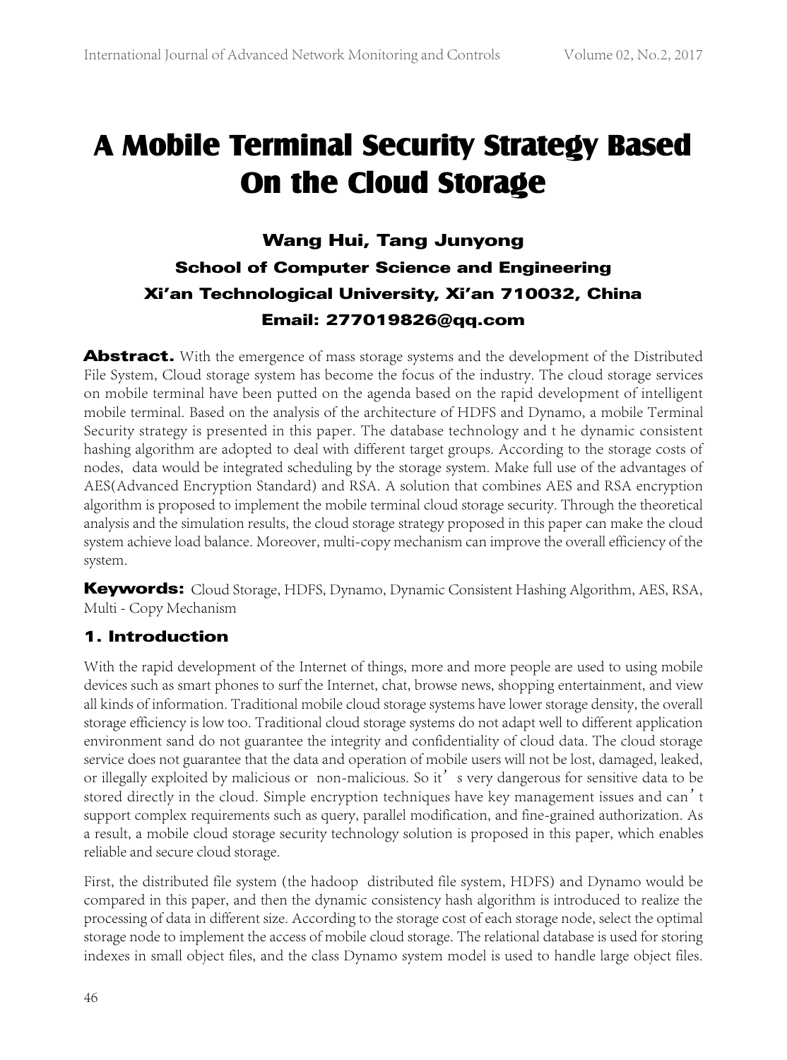# A Mobile Terminal Security Strategy Based On the Cloud Storage

**Wang Hui, Tang Junyong**

**School of Computer Science and Engineering**

**Xi'an Technological University, Xi'an 710032, China**

**Email: 277019826@qq.com**

**Abstract.** With the emergence of mass storage systems and the development of the Distributed File System, Cloud storage system has become the focus of the industry. The cloud storage services on mobile terminal have been putted on the agenda based on the rapid development of intelligent mobile terminal. Based on the analysis of the architecture of HDFS and Dynamo, a mobile Terminal Security strategy is presented in this paper. The database technology and t he dynamic consistent hashing algorithm are adopted to deal with different target groups. According to the storage costs of nodes, data would be integrated scheduling by the storage system. Make full use of the advantages of AES(Advanced Encryption Standard) and RSA. A solution that combines AES and RSA encryption algorithm is proposed to implement the mobile terminal cloud storage security. Through the theoretical analysis and the simulation results, the cloud storage strategy proposed in this paper can make the cloud system achieve load balance. Moreover, multi-copy mechanism can improve the overall efficiency of the system.

**Keywords:** Cloud Storage, HDFS, Dynamo, Dynamic Consistent Hashing Algorithm, AES, RSA, Multi - Copy Mechanism

## 1. Introduction

With the rapid development of the Internet of things, more and more people are used to using mobile devices such as smart phones to surf the Internet, chat, browse news, shopping entertainment, and view all kinds of information. Traditional mobile cloud storage systems have lower storage density, the overall storage efficiency is low too. Traditional cloud storage systems do not adapt well to different application environment sand do not guarantee the integrity and confidentiality of cloud data. The cloud storage service does not guarantee that the data and operation of mobile users will not be lost, damaged, leaked, or illegally exploited by malicious or non-malicious. So it' s very dangerous for sensitive data to be stored directly in the cloud. Simple encryption techniques have key management issues and can' t support complex requirements such as query, parallel modification, and fine-grained authorization. As a result, a mobile cloud storage security technology solution is proposed in this paper, which enables reliable and secure cloud storage.

First, the distributed file system (the hadoop distributed file system, HDFS) and Dynamo would be compared in this paper, and then the dynamic consistency hash algorithm is introduced to realize the processing of data in different size. According to the storage cost of each storage node, select the optimal storage node to implement the access of mobile cloud storage. The relational database is used for storing indexes in small object files, and the class Dynamo system model is used to handle large object files.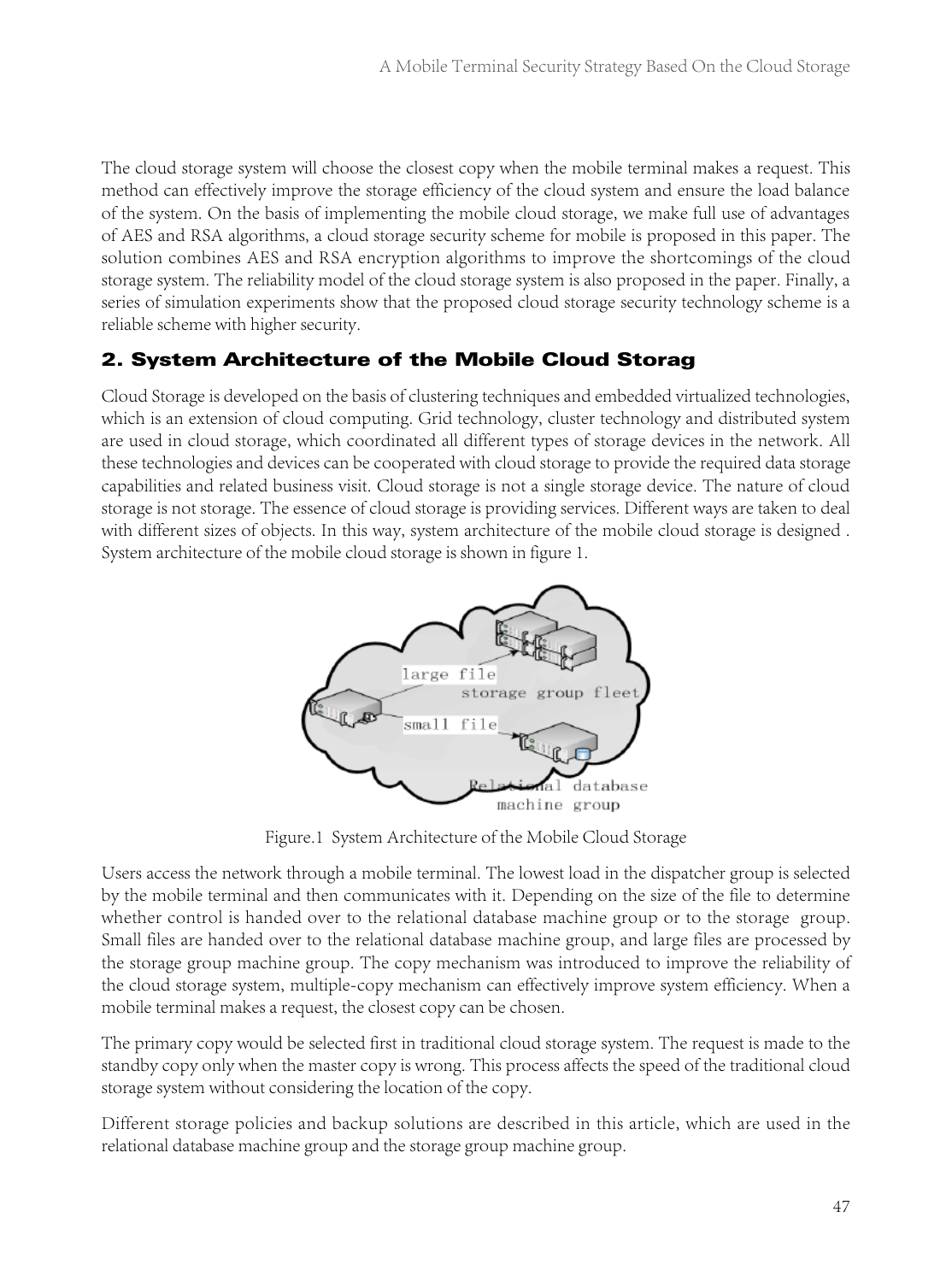The cloud storage system will choose the closest copy when the mobile terminal makes a request. This method can effectively improve the storage efficiency of the cloud system and ensure the load balance of the system. On the basis of implementing the mobile cloud storage, we make full use of advantages of AES and RSA algorithms, a cloud storage security scheme for mobile is proposed in this paper. The solution combines AES and RSA encryption algorithms to improve the shortcomings of the cloud storage system. The reliability model of the cloud storage system is also proposed in the paper. Finally, a series of simulation experiments show that the proposed cloud storage security technology scheme is a reliable scheme with higher security.

## 2. System Architecture of the Mobile Cloud Storag

Cloud Storage is developed on the basis of clustering techniques and embedded virtualized technologies, which is an extension of cloud computing. Grid technology, cluster technology and distributed system are used in cloud storage, which coordinated all different types of storage devices in the network. All these technologies and devices can be cooperated with cloud storage to provide the required data storage capabilities and related business visit. Cloud storage is not a single storage device. The nature of cloud storage is not storage. The essence of cloud storage is providing services. Different ways are taken to deal with different sizes of objects. In this way, system architecture of the mobile cloud storage is designed . System architecture of the mobile cloud storage is shown in figure 1.

Figure.1 System Architecture of the Mobile Cloud Storage

Users access the network through a mobile terminal. The lowest load in the dispatcher group is selected by the mobile terminal and then communicates with it. Depending on the size of the file to determine whether control is handed over to the relational database machine group or to the storage group. Small files are handed over to the relational database machine group, and large files are processed by the storage group machine group. The copy mechanism was introduced to improve the reliability of the cloud storage system, multiple-copy mechanism can effectively improve system efficiency. When a mobile terminal makes a request, the closest copy can be chosen.

The primary copy would be selected first in traditional cloud storage system. The request is made to the standby copy only when the master copy is wrong. This process affects the speed of the traditional cloud storage system without considering the location of the copy.

Different storage policies and backup solutions are described in this article, which are used in the relational database machine group and the storage group machine group.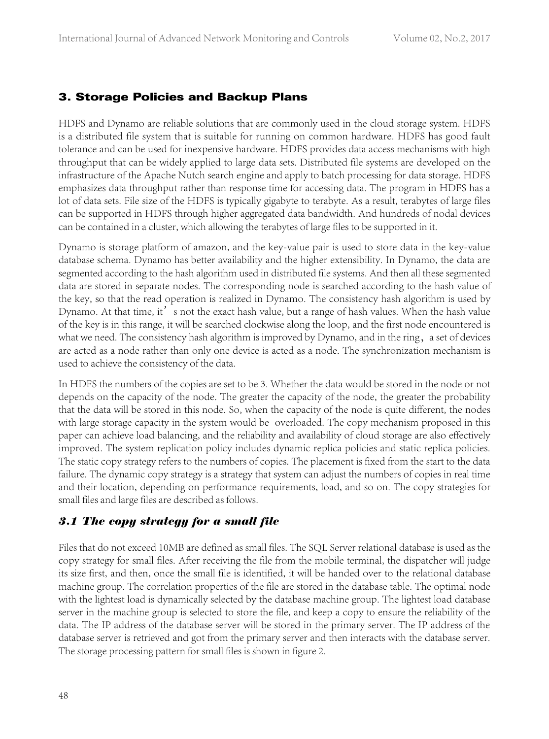## 3. Storage Policies and Backup Plans

HDFS and Dynamo are reliable solutions that are commonly used in the cloud storage system. HDFS is a distributed file system that is suitable for running on common hardware. HDFS has good fault tolerance and can be used for inexpensive hardware. HDFS provides data access mechanisms with high throughput that can be widely applied to large data sets. Distributed file systems are developed on the infrastructure of the Apache Nutch search engine and apply to batch processing for data storage. HDFS emphasizes data throughput rather than response time for accessing data. The program in HDFS has a lot of data sets. File size of the HDFS is typically gigabyte to terabyte. As a result, terabytes of large files can be supported in HDFS through higher aggregated data bandwidth. And hundreds of nodal devices can be contained in a cluster, which allowing the terabytes of large files to be supported in it.

Dynamo is storage platform of amazon, and the key-value pair is used to store data in the key-value database schema. Dynamo has better availability and the higher extensibility. In Dynamo, the data are segmented according to the hash algorithm used in distributed file systems. And then all these segmented data are stored in separate nodes. The corresponding node is searched according to the hash value of the key, so that the read operation is realized in Dynamo. The consistency hash algorithm is used by Dynamo. At that time, it's not the exact hash value, but a range of hash values. When the hash value of the key is in this range, it will be searched clockwise along the loop, and the first node encountered is what we need. The consistency hash algorithm is improved by Dynamo, and in the ring, a set of devices are acted as a node rather than only one device is acted as a node. The synchronization mechanism is used to achieve the consistency of the data.

In HDFS the numbers of the copies are set to be 3. Whether the data would be stored in the node or not depends on the capacity of the node. The greater the capacity of the node, the greater the probability that the data will be stored in this node. So, when the capacity of the node is quite different, the nodes with large storage capacity in the system would be overloaded. The copy mechanism proposed in this paper can achieve load balancing, and the reliability and availability of cloud storage are also effectively improved. The system replication policy includes dynamic replica policies and static replica policies. The static copy strategy refers to the numbers of copies. The placement is fixed from the start to the data failure. The dynamic copy strategy is a strategy that system can adjust the numbers of copies in real time and their location, depending on performance requirements, load, and so on. The copy strategies for small files and large files are described as follows.

### *3.1 The copy strategy for a small file*

Files that do not exceed 10MB are defined as small files. The SQL Server relational database is used as the copy strategy for small files. After receiving the file from the mobile terminal, the dispatcher will judge its size first, and then, once the small file is identified, it will be handed over to the relational database machine group. The correlation properties of the file are stored in the database table. The optimal node with the lightest load is dynamically selected by the database machine group. The lightest load database server in the machine group is selected to store the file, and keep a copy to ensure the reliability of the data. The IP address of the database server will be stored in the primary server. The IP address of the database server is retrieved and got from the primary server and then interacts with the database server. The storage processing pattern for small files is shown in figure 2.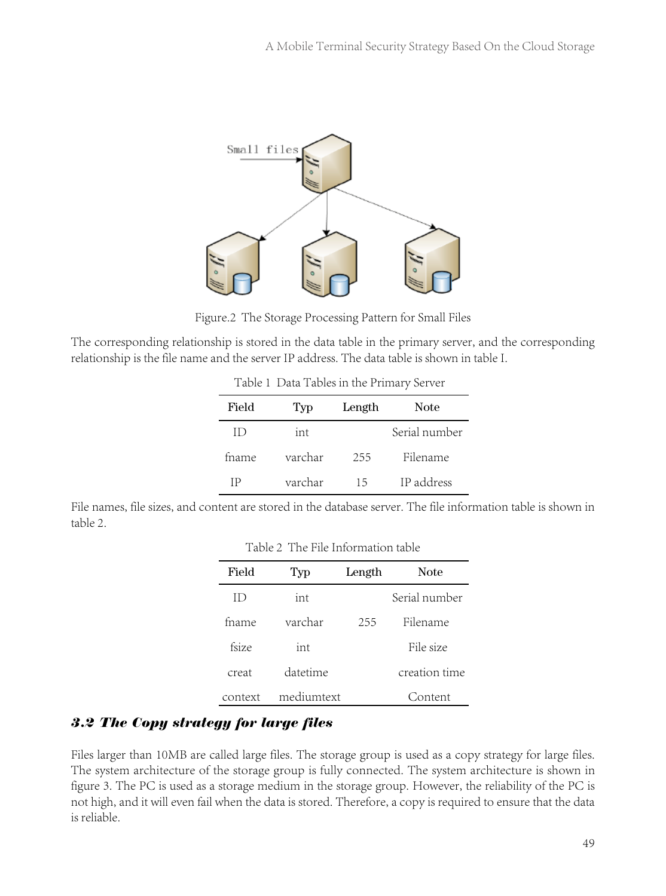Figure.2 The Storage Processing Pattern for Small Files

The corresponding relationship is stored in the data table in the primary server, and the corresponding relationship is the file name and the server IP address. The data table is shown in table I.

Table 1 Data Tables in the Primary Server

| Field | Typ | Length | Note |
|---|---|---|---|
| ID | int | | Serial number |
| fname | varchar | 255 | Filename |
| IP | varchar | 15 | IP address |

File names, file sizes, and content are stored in the database server. The file information table is shown in table 2.

Table 2 The File Information table

| Field | Typ | Length | Note |
|---|---|---|---|
| ID | int | | Serial number |
| fname | varchar | 255 | Filename |
| fsize | int | | File size |
| creat | datetime | | creation time |
| context | mediumtext | | Content |

### 3.2 The Copy strategy for large files

Files larger than 10MB are called large files. The storage group is used as a copy strategy for large files. The system architecture of the storage group is fully connected. The system architecture is shown in figure 3. The PC is used as a storage medium in the storage group. However, the reliability of the PC is not high, and it will even fail when the data is stored. Therefore, a copy is required to ensure that the data is reliable.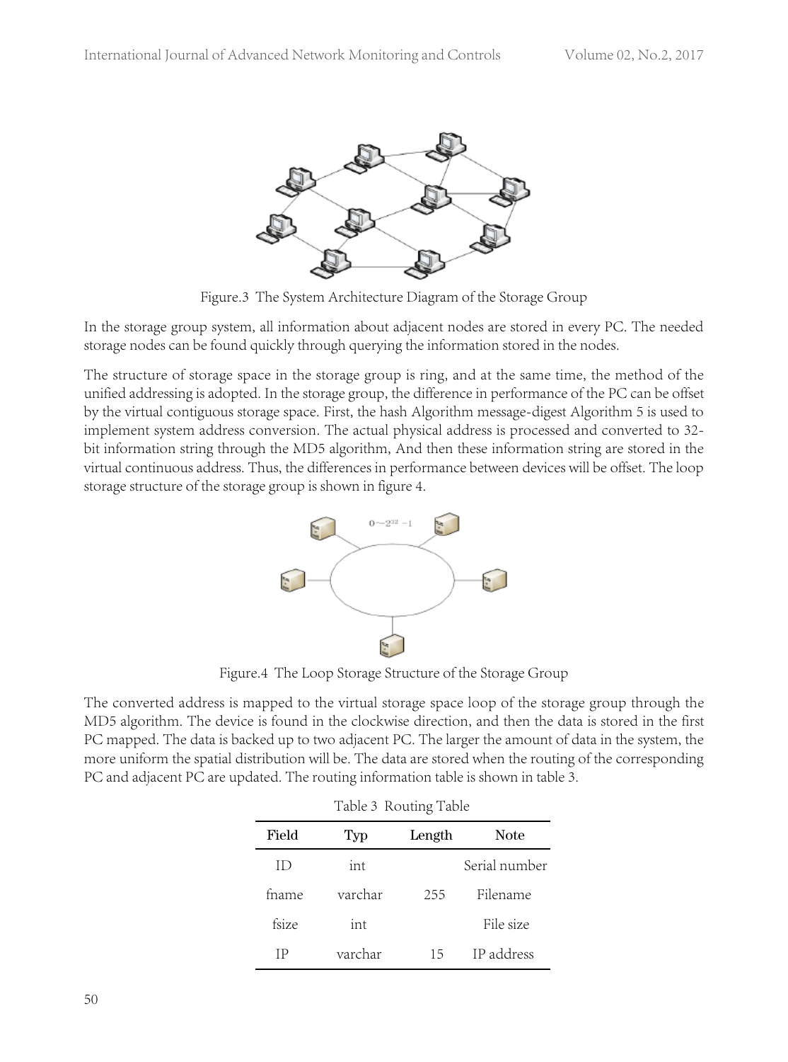Figure.3 The System Architecture Diagram of the Storage Group

In the storage group system, all information about adjacent nodes are stored in every PC. The needed storage nodes can be found quickly through querying the information stored in the nodes.

The structure of storage space in the storage group is ring, and at the same time, the method of the unified addressing is adopted. In the storage group, the difference in performance of the PC can be offset by the virtual contiguous storage space. First, the hash Algorithm message-digest Algorithm 5 is used to implement system address conversion. The actual physical address is processed and converted to 32-bit information string through the MD5 algorithm, And then these information string are stored in the virtual continuous address. Thus, the differences in performance between devices will be offset. The loop storage structure of the storage group is shown in figure 4.

Figure.4 The Loop Storage Structure of the Storage Group

The converted address is mapped to the virtual storage space loop of the storage group through the MD5 algorithm. The device is found in the clockwise direction, and then the data is stored in the first PC mapped. The data is backed up to two adjacent PC. The larger the amount of data in the system, the more uniform the spatial distribution will be. The data are stored when the routing of the corresponding PC and adjacent PC are updated. The routing information table is shown in table 3.

Table 3 Routing Table

| Field | Typ | Length | Note |
| --- | --- | --- | --- |
| ID | int | | Serial number |
| fname | varchar | 255 | Filename |
| fsize | int | | File size |
| IP | varchar | 15 | IP address |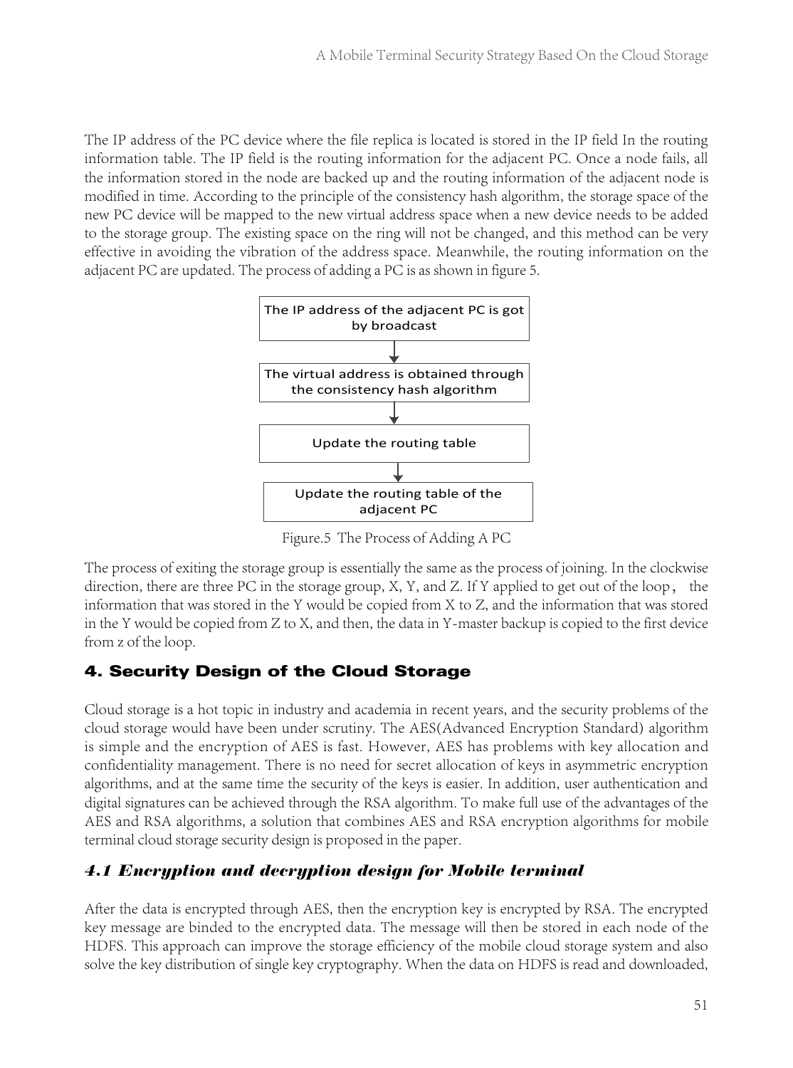The IP address of the PC device where the file replica is located is stored in the IP field In the routing information table. The IP field is the routing information for the adjacent PC. Once a node fails, all the information stored in the node are backed up and the routing information of the adjacent node is modified in time. According to the principle of the consistency hash algorithm, the storage space of the new PC device will be mapped to the new virtual address space when a new device needs to be added to the storage group. The existing space on the ring will not be changed, and this method can be very effective in avoiding the vibration of the address space. Meanwhile, the routing information on the adjacent PC are updated. The process of adding a PC is as shown in figure 5.

The IP address of the adjacent PC is got by broadcast

↓

The virtual address is obtained through the consistency hash algorithm

↓

Update the routing table

↓

Update the routing table of the adjacent PC

Figure.5 The Process of Adding A PC

The process of exiting the storage group is essentially the same as the process of joining. In the clockwise direction, there are three PC in the storage group, X, Y, and Z. If Y applied to get out of the loop， the information that was stored in the Y would be copied from X to Z, and the information that was stored in the Y would be copied from Z to X, and then, the data in Y-master backup is copied to the first device from z of the loop.

## 4. Security Design of the Cloud Storage

Cloud storage is a hot topic in industry and academia in recent years, and the security problems of the cloud storage would have been under scrutiny. The AES(Advanced Encryption Standard) algorithm is simple and the encryption of AES is fast. However, AES has problems with key allocation and confidentiality management. There is no need for secret allocation of keys in asymmetric encryption algorithms, and at the same time the security of the keys is easier. In addition, user authentication and digital signatures can be achieved through the RSA algorithm. To make full use of the advantages of the AES and RSA algorithms, a solution that combines AES and RSA encryption algorithms for mobile terminal cloud storage security design is proposed in the paper.

### *4.1 Encryption and decryption design for Mobile terminal*

After the data is encrypted through AES, then the encryption key is encrypted by RSA. The encrypted key message are binded to the encrypted data. The message will then be stored in each node of the HDFS. This approach can improve the storage efficiency of the mobile cloud storage system and also solve the key distribution of single key cryptography. When the data on HDFS is read and downloaded,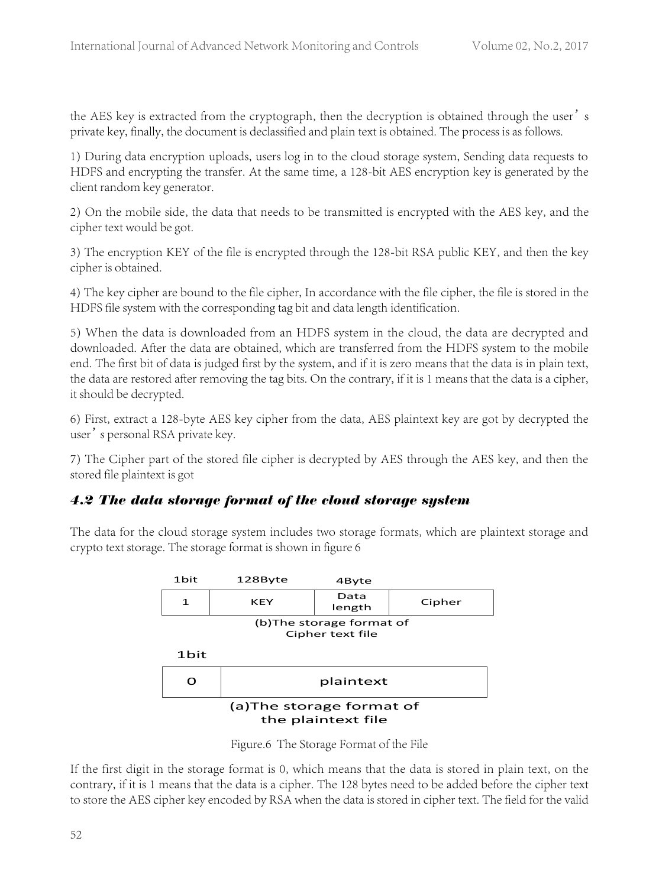the AES key is extracted from the cryptograph, then the decryption is obtained through the user's private key, finally, the document is declassified and plain text is obtained. The process is as follows.

1) During data encryption uploads, users log in to the cloud storage system, Sending data requests to HDFS and encrypting the transfer. At the same time, a 128-bit AES encryption key is generated by the client random key generator.

2) On the mobile side, the data that needs to be transmitted is encrypted with the AES key, and the cipher text would be got.

3) The encryption KEY of the file is encrypted through the 128-bit RSA public KEY, and then the key cipher is obtained.

4) The key cipher are bound to the file cipher, In accordance with the file cipher, the file is stored in the HDFS file system with the corresponding tag bit and data length identification.

5) When the data is downloaded from an HDFS system in the cloud, the data are decrypted and downloaded. After the data are obtained, which are transferred from the HDFS system to the mobile end. The first bit of data is judged first by the system, and if it is zero means that the data is in plain text, the data are restored after removing the tag bits. On the contrary, if it is 1 means that the data is a cipher, it should be decrypted.

6) First, extract a 128-byte AES key cipher from the data, AES plaintext key are got by decrypted the user's personal RSA private key.

7) The Cipher part of the stored file cipher is decrypted by AES through the AES key, and then the stored file plaintext is got

## 4.2 The data storage format of the cloud storage system

The data for the cloud storage system includes two storage formats, which are plaintext storage and crypto text storage. The storage format is shown in figure 6

| 1bit | 128Byte | 4Byte | |
|---|---|---|---|
| 1 | KEY | Data length | Cipher |

(b)The storage format of Cipher text file

| 1bit | |
|---|---|
| 0 | plaintext |

(a)The storage format of the plaintext file

Figure.6 The Storage Format of the File

If the first digit in the storage format is 0, which means that the data is stored in plain text, on the contrary, if it is 1 means that the data is a cipher. The 128 bytes need to be added before the cipher text to store the AES cipher key encoded by RSA when the data is stored in cipher text. The field for the valid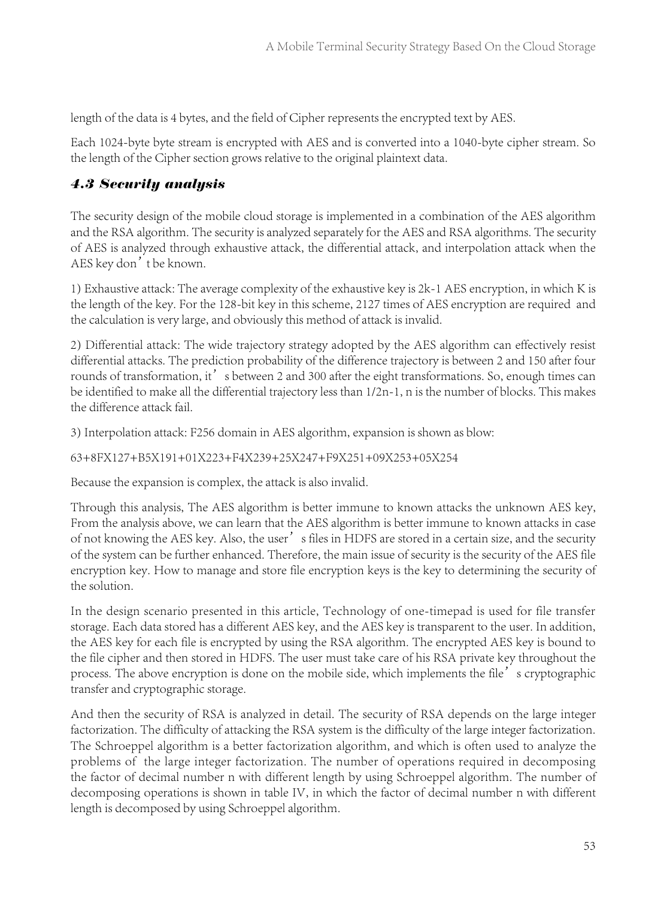length of the data is 4 bytes, and the field of Cipher represents the encrypted text by AES.

Each 1024-byte byte stream is encrypted with AES and is converted into a 1040-byte cipher stream. So the length of the Cipher section grows relative to the original plaintext data.

### *4.3 Security analysis*

The security design of the mobile cloud storage is implemented in a combination of the AES algorithm and the RSA algorithm. The security is analyzed separately for the AES and RSA algorithms. The security of AES is analyzed through exhaustive attack, the differential attack, and interpolation attack when the AES key don't be known.

1) Exhaustive attack: The average complexity of the exhaustive key is 2k-1 AES encryption, in which K is the length of the key. For the 128-bit key in this scheme, 2127 times of AES encryption are required and the calculation is very large, and obviously this method of attack is invalid.

2) Differential attack: The wide trajectory strategy adopted by the AES algorithm can effectively resist differential attacks. The prediction probability of the difference trajectory is between 2 and 150 after four rounds of transformation, it's between 2 and 300 after the eight transformations. So, enough times can be identified to make all the differential trajectory less than 1/2n-1, n is the number of blocks. This makes the difference attack fail.

3) Interpolation attack: F256 domain in AES algorithm, expansion is shown as blow:

63+8FX127+B5X191+01X223+F4X239+25X247+F9X251+09X253+05X254

Because the expansion is complex, the attack is also invalid.

Through this analysis, The AES algorithm is better immune to known attacks the unknown AES key, From the analysis above, we can learn that the AES algorithm is better immune to known attacks in case of not knowing the AES key. Also, the user's files in HDFS are stored in a certain size, and the security of the system can be further enhanced. Therefore, the main issue of security is the security of the AES file encryption key. How to manage and store file encryption keys is the key to determining the security of the solution.

In the design scenario presented in this article, Technology of one-timepad is used for file transfer storage. Each data stored has a different AES key, and the AES key is transparent to the user. In addition, the AES key for each file is encrypted by using the RSA algorithm. The encrypted AES key is bound to the file cipher and then stored in HDFS. The user must take care of his RSA private key throughout the process. The above encryption is done on the mobile side, which implements the file's cryptographic transfer and cryptographic storage.

And then the security of RSA is analyzed in detail. The security of RSA depends on the large integer factorization. The difficulty of attacking the RSA system is the difficulty of the large integer factorization. The Schroeppel algorithm is a better factorization algorithm, and which is often used to analyze the problems of the large integer factorization. The number of operations required in decomposing the factor of decimal number n with different length by using Schroeppel algorithm. The number of decomposing operations is shown in table IV, in which the factor of decimal number n with different length is decomposed by using Schroeppel algorithm.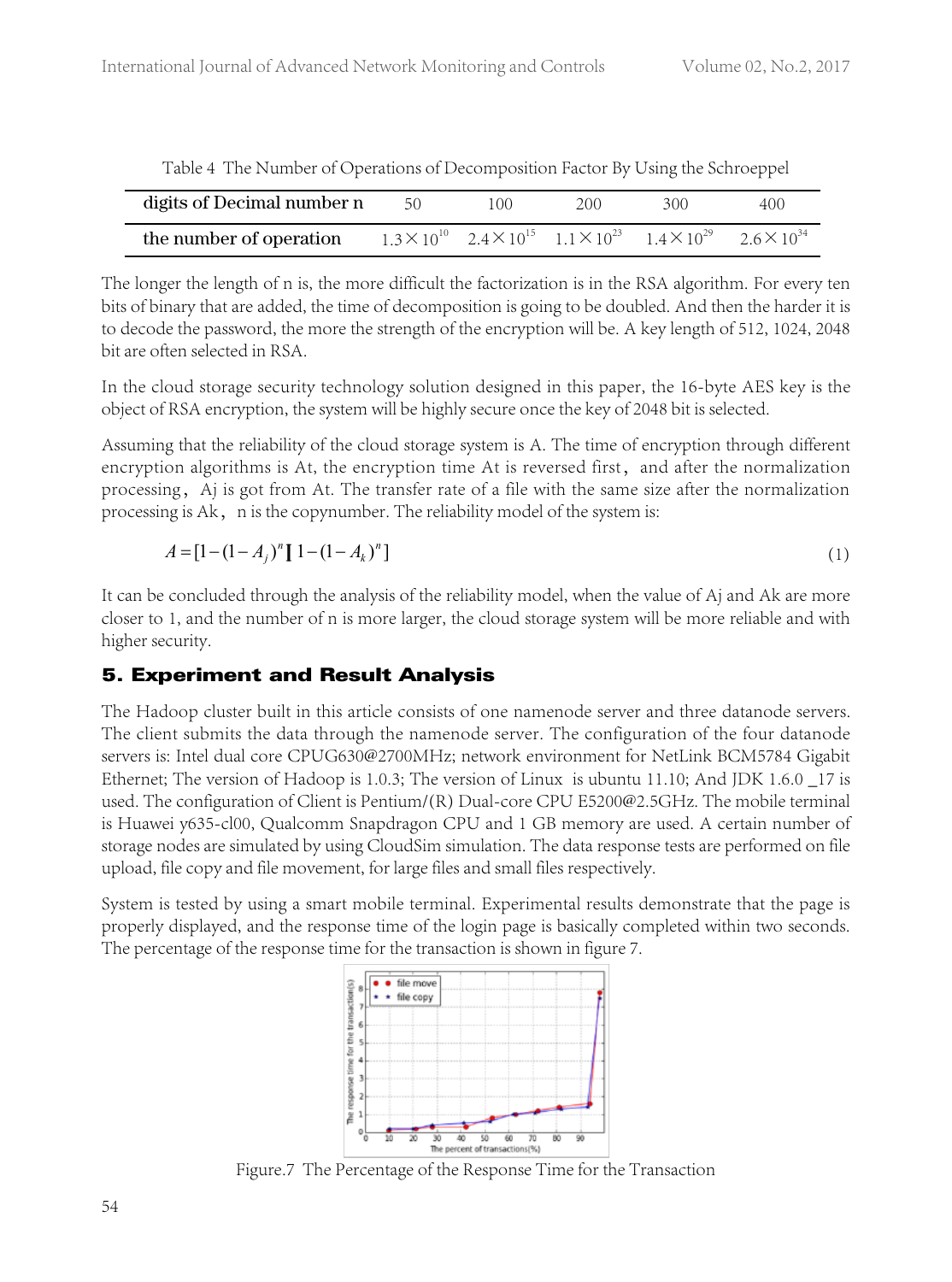Table 4 The Number of Operations of Decomposition Factor By Using the Schroeppel

| digits of Decimal number n | 50 | 100 | 200 | 300 | 400 |
|---|---|---|---|---|---|
| the number of operation | $1.3\times10^{10}$ | $2.4\times10^{15}$ | $1.1\times10^{23}$ | $1.4\times10^{29}$ | $2.6\times10^{34}$ |

The longer the length of n is, the more difficult the factorization is in the RSA algorithm. For every ten bits of binary that are added, the time of decomposition is going to be doubled. And then the harder it is to decode the password, the more the strength of the encryption will be. A key length of 512, 1024, 2048 bit are often selected in RSA.

In the cloud storage security technology solution designed in this paper, the 16-byte AES key is the object of RSA encryption, the system will be highly secure once the key of 2048 bit is selected.

Assuming that the reliability of the cloud storage system is A. The time of encryption through different encryption algorithms is At, the encryption time At is reversed first, and after the normalization processing, Aj is got from At. The transfer rate of a file with the same size after the normalization processing is Ak, n is the copynumber. The reliability model of the system is:

$$A=[1-(1-A_j)^n][1-(1-A_k)^n] \tag{1}$$

It can be concluded through the analysis of the reliability model, when the value of Aj and Ak are more closer to 1, and the number of n is more larger, the cloud storage system will be more reliable and with higher security.

## 5. Experiment and Result Analysis

The Hadoop cluster built in this article consists of one namenode server and three datanode servers. The client submits the data through the namenode server. The configuration of the four datanode servers is: Intel dual core CPUG630@2700MHz; network environment for NetLink BCM5784 Gigabit Ethernet; The version of Hadoop is 1.0.3; The version of Linux is ubuntu 11.10; And JDK 1.6.0 _17 is used. The configuration of Client is Pentium/(R) Dual-core CPU E5200@2.5GHz. The mobile terminal is Huawei y635-cl00, Qualcomm Snapdragon CPU and 1 GB memory are used. A certain number of storage nodes are simulated by using CloudSim simulation. The data response tests are performed on file upload, file copy and file movement, for large files and small files respectively.

System is tested by using a smart mobile terminal. Experimental results demonstrate that the page is properly displayed, and the response time of the login page is basically completed within two seconds. The percentage of the response time for the transaction is shown in figure 7.

Figure.7 The Percentage of the Response Time for the Transaction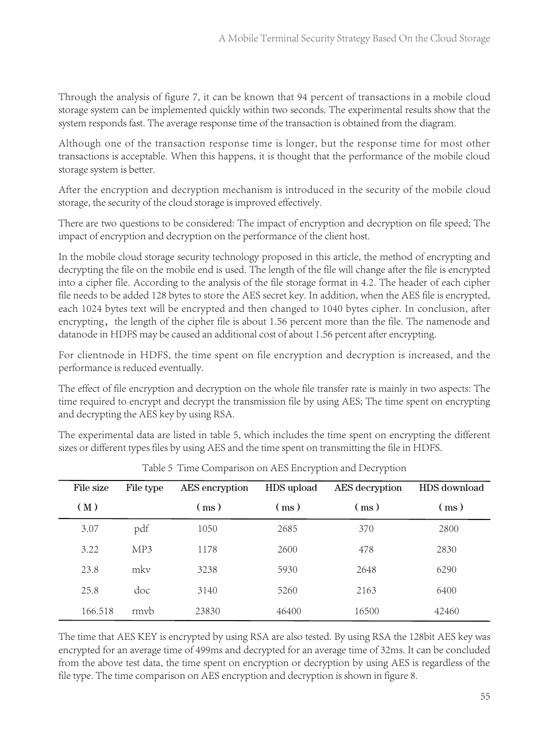Through the analysis of figure 7, it can be known that 94 percent of transactions in a mobile cloud storage system can be implemented quickly within two seconds. The experimental results show that the system responds fast. The average response time of the transaction is obtained from the diagram.

Although one of the transaction response time is longer, but the response time for most other transactions is acceptable. When this happens, it is thought that the performance of the mobile cloud storage system is better.

After the encryption and decryption mechanism is introduced in the security of the mobile cloud storage, the security of the cloud storage is improved effectively.

There are two questions to be considered: The impact of encryption and decryption on file speed; The impact of encryption and decryption on the performance of the client host.

In the mobile cloud storage security technology proposed in this article, the method of encrypting and decrypting the file on the mobile end is used. The length of the file will change after the file is encrypted into a cipher file. According to the analysis of the file storage format in 4.2. The header of each cipher file needs to be added 128 bytes to store the AES secret key. In addition, when the AES file is encrypted, each 1024 bytes text will be encrypted and then changed to 1040 bytes cipher. In conclusion, after encrypting, the length of the cipher file is about 1.56 percent more than the file. The namenode and datanode in HDFS may be caused an additional cost of about 1.56 percent after encrypting.

For clientnode in HDFS, the time spent on file encryption and decryption is increased, and the performance is reduced eventually.

The effect of file encryption and decryption on the whole file transfer rate is mainly in two aspects: The time required to encrypt and decrypt the transmission file by using AES; The time spent on encrypting and decrypting the AES key by using RSA.

The experimental data are listed in table 5, which includes the time spent on encrypting the different sizes or different types files by using AES and the time spent on transmitting the file in HDFS.

Table 5 Time Comparison on AES Encryption and Decryption

| File size (M) | File type | AES encryption (ms) | HDS upload (ms) | AES decryption (ms) | HDS download (ms) |
|---|---|---|---|---|---|
| 3.07 | pdf | 1050 | 2685 | 370 | 2800 |
| 3.22 | MP3 | 1178 | 2600 | 478 | 2830 |
| 23.8 | mkv | 3238 | 5930 | 2648 | 6290 |
| 25.8 | doc | 3140 | 5260 | 2163 | 6400 |
| 166.518 | rmvb | 23830 | 46400 | 16500 | 42460 |

The time that AES KEY is encrypted by using RSA are also tested. By using RSA the 128bit AES key was encrypted for an average time of 499ms and decrypted for an average time of 32ms. It can be concluded from the above test data, the time spent on encryption or decryption by using AES is regardless of the file type. The time comparison on AES encryption and decryption is shown in figure 8.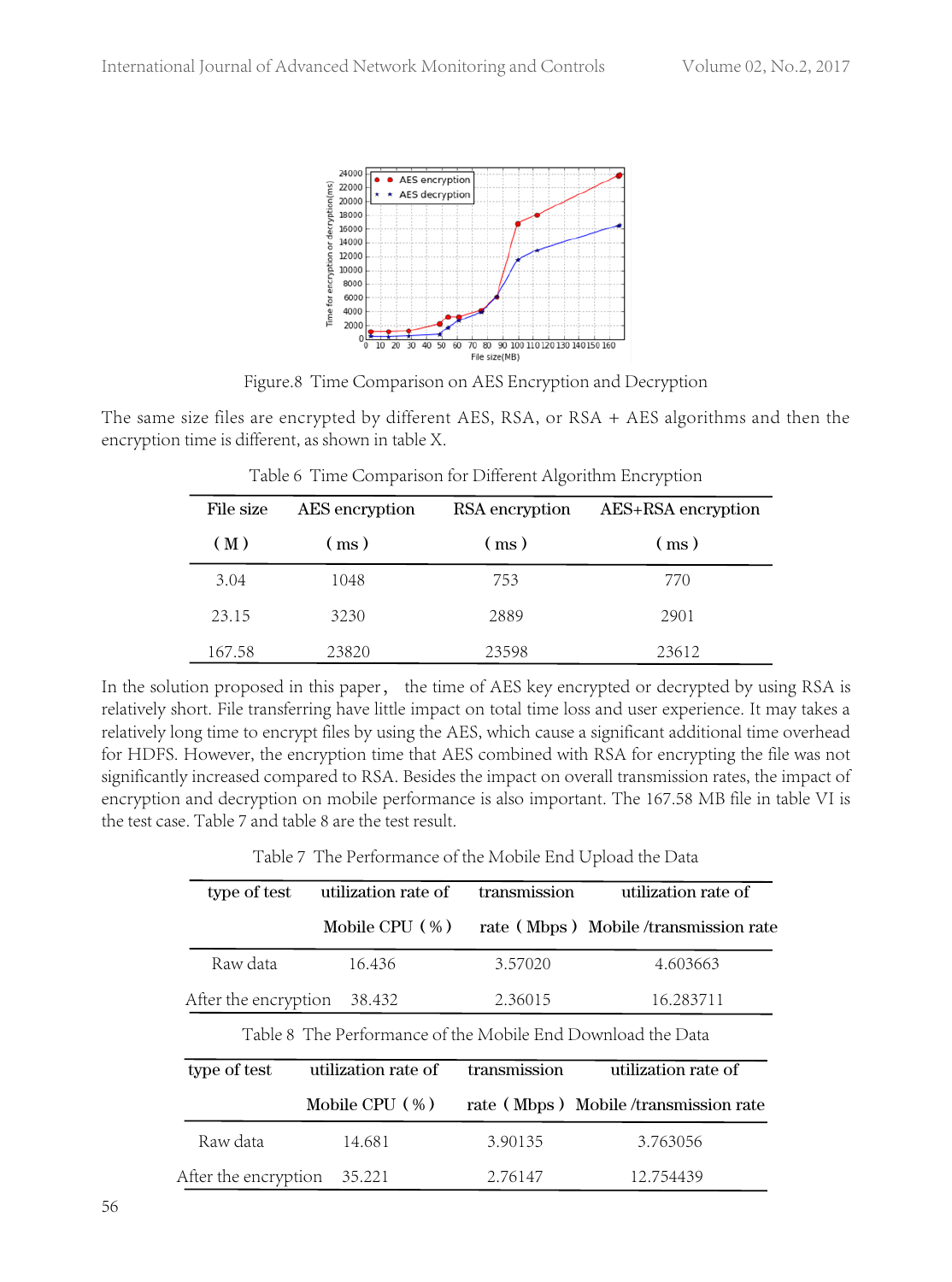Figure.8 Time Comparison on AES Encryption and Decryption

The same size files are encrypted by different AES, RSA, or RSA + AES algorithms and then the encryption time is different, as shown in table X.

Table 6 Time Comparison for Different Algorithm Encryption

| File size (M) | AES encryption (ms) | RSA encryption (ms) | AES+RSA encryption (ms) |
|---|---|---|---|
| 3.04 | 1048 | 753 | 770 |
| 23.15 | 3230 | 2889 | 2901 |
| 167.58 | 23820 | 23598 | 23612 |

In the solution proposed in this paper， the time of AES key encrypted or decrypted by using RSA is relatively short. File transferring have little impact on total time loss and user experience. It may takes a relatively long time to encrypt files by using the AES, which cause a significant additional time overhead for HDFS. However, the encryption time that AES combined with RSA for encrypting the file was not significantly increased compared to RSA. Besides the impact on overall transmission rates, the impact of encryption and decryption on mobile performance is also important. The 167.58 MB file in table VI is the test case. Table 7 and table 8 are the test result.

Table 7 The Performance of the Mobile End Upload the Data

| type of test | utilization rate of Mobile CPU (%) | transmission rate (Mbps) | utilization rate of Mobile /transmission rate |
|---|---|---|---|
| Raw data | 16.436 | 3.57020 | 4.603663 |
| After the encryption | 38.432 | 2.36015 | 16.283711 |

Table 8 The Performance of the Mobile End Download the Data

| type of test | utilization rate of Mobile CPU (%) | transmission rate (Mbps) | utilization rate of Mobile /transmission rate |
|---|---|---|---|
| Raw data | 14.681 | 3.90135 | 3.763056 |
| After the encryption | 35.221 | 2.76147 | 12.754439 |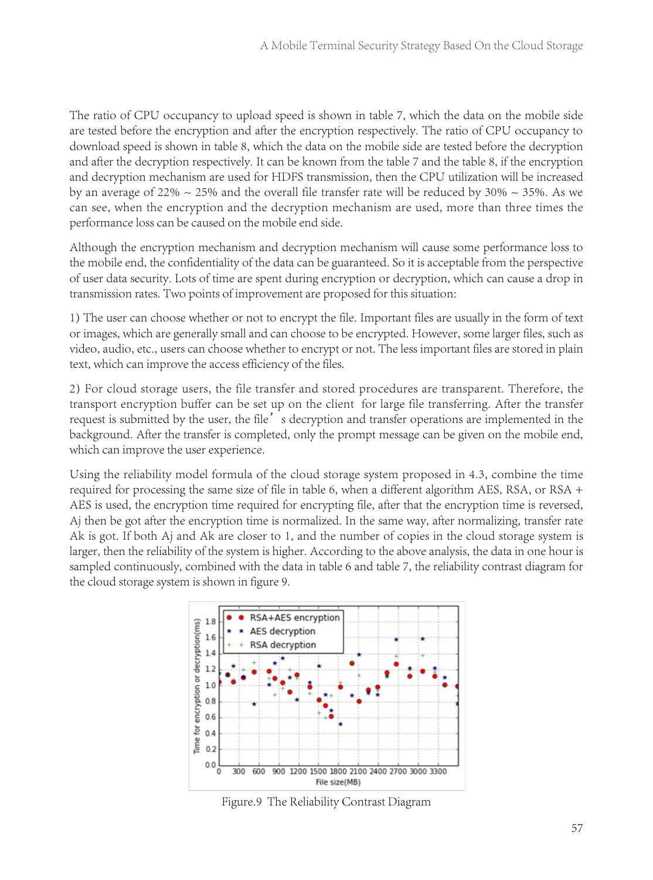The ratio of CPU occupancy to upload speed is shown in table 7, which the data on the mobile side are tested before the encryption and after the encryption respectively. The ratio of CPU occupancy to download speed is shown in table 8, which the data on the mobile side are tested before the decryption and after the decryption respectively. It can be known from the table 7 and the table 8, if the encryption and decryption mechanism are used for HDFS transmission, then the CPU utilization will be increased by an average of 22% ~ 25% and the overall file transfer rate will be reduced by 30% ~ 35%. As we can see, when the encryption and the decryption mechanism are used, more than three times the performance loss can be caused on the mobile end side.

Although the encryption mechanism and decryption mechanism will cause some performance loss to the mobile end, the confidentiality of the data can be guaranteed. So it is acceptable from the perspective of user data security. Lots of time are spent during encryption or decryption, which can cause a drop in transmission rates. Two points of improvement are proposed for this situation:

1) The user can choose whether or not to encrypt the file. Important files are usually in the form of text or images, which are generally small and can choose to be encrypted. However, some larger files, such as video, audio, etc., users can choose whether to encrypt or not. The less important files are stored in plain text, which can improve the access efficiency of the files.

2) For cloud storage users, the file transfer and stored procedures are transparent. Therefore, the transport encryption buffer can be set up on the client for large file transferring. After the transfer request is submitted by the user, the file's decryption and transfer operations are implemented in the background. After the transfer is completed, only the prompt message can be given on the mobile end, which can improve the user experience.

Using the reliability model formula of the cloud storage system proposed in 4.3, combine the time required for processing the same size of file in table 6, when a different algorithm AES, RSA, or RSA + AES is used, the encryption time required for encrypting file, after that the encryption time is reversed, Aj then be got after the encryption time is normalized. In the same way, after normalizing, transfer rate Ak is got. If both Aj and Ak are closer to 1, and the number of copies in the cloud storage system is larger, then the reliability of the system is higher. According to the above analysis, the data in one hour is sampled continuously, combined with the data in table 6 and table 7, the reliability contrast diagram for the cloud storage system is shown in figure 9.

Figure.9 The Reliability Contrast Diagram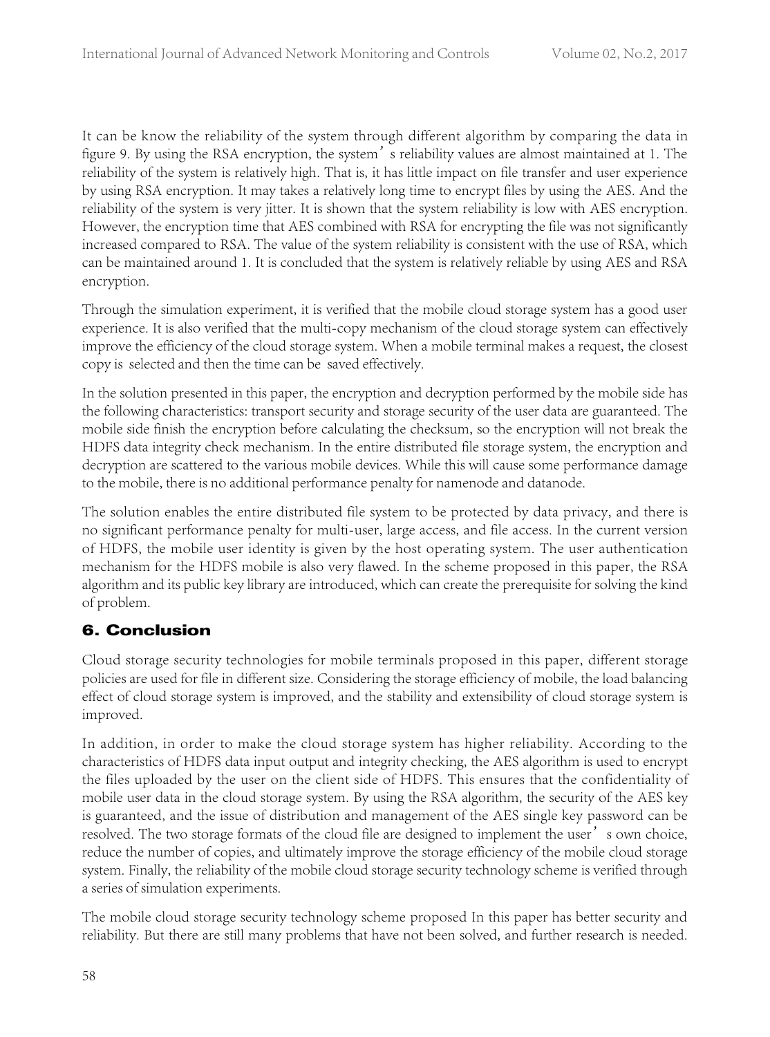It can be know the reliability of the system through different algorithm by comparing the data in figure 9. By using the RSA encryption, the system's reliability values are almost maintained at 1. The reliability of the system is relatively high. That is, it has little impact on file transfer and user experience by using RSA encryption. It may takes a relatively long time to encrypt files by using the AES. And the reliability of the system is very jitter. It is shown that the system reliability is low with AES encryption. However, the encryption time that AES combined with RSA for encrypting the file was not significantly increased compared to RSA. The value of the system reliability is consistent with the use of RSA, which can be maintained around 1. It is concluded that the system is relatively reliable by using AES and RSA encryption.

Through the simulation experiment, it is verified that the mobile cloud storage system has a good user experience. It is also verified that the multi-copy mechanism of the cloud storage system can effectively improve the efficiency of the cloud storage system. When a mobile terminal makes a request, the closest copy is selected and then the time can be saved effectively.

In the solution presented in this paper, the encryption and decryption performed by the mobile side has the following characteristics: transport security and storage security of the user data are guaranteed. The mobile side finish the encryption before calculating the checksum, so the encryption will not break the HDFS data integrity check mechanism. In the entire distributed file storage system, the encryption and decryption are scattered to the various mobile devices. While this will cause some performance damage to the mobile, there is no additional performance penalty for namenode and datanode.

The solution enables the entire distributed file system to be protected by data privacy, and there is no significant performance penalty for multi-user, large access, and file access. In the current version of HDFS, the mobile user identity is given by the host operating system. The user authentication mechanism for the HDFS mobile is also very flawed. In the scheme proposed in this paper, the RSA algorithm and its public key library are introduced, which can create the prerequisite for solving the kind of problem.

## 6. Conclusion

Cloud storage security technologies for mobile terminals proposed in this paper, different storage policies are used for file in different size. Considering the storage efficiency of mobile, the load balancing effect of cloud storage system is improved, and the stability and extensibility of cloud storage system is improved.

In addition, in order to make the cloud storage system has higher reliability. According to the characteristics of HDFS data input output and integrity checking, the AES algorithm is used to encrypt the files uploaded by the user on the client side of HDFS. This ensures that the confidentiality of mobile user data in the cloud storage system. By using the RSA algorithm, the security of the AES key is guaranteed, and the issue of distribution and management of the AES single key password can be resolved. The two storage formats of the cloud file are designed to implement the user's own choice, reduce the number of copies, and ultimately improve the storage efficiency of the mobile cloud storage system. Finally, the reliability of the mobile cloud storage security technology scheme is verified through a series of simulation experiments.

The mobile cloud storage security technology scheme proposed In this paper has better security and reliability. But there are still many problems that have not been solved, and further research is needed.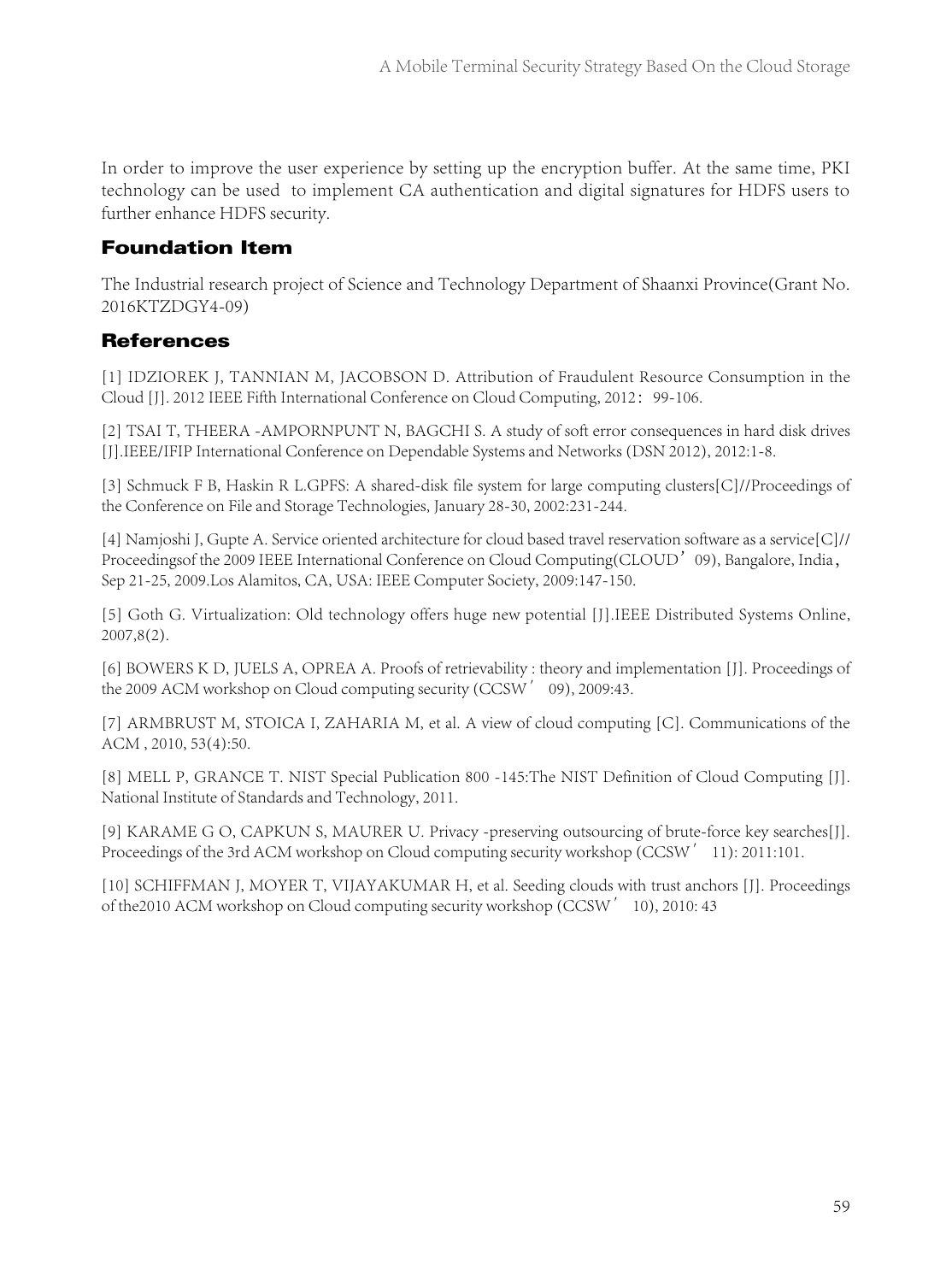In order to improve the user experience by setting up the encryption buffer. At the same time, PKI technology can be used to implement CA authentication and digital signatures for HDFS users to further enhance HDFS security.

## Foundation Item

The Industrial research project of Science and Technology Department of Shaanxi Province(Grant No. 2016KTZDGY4-09)

## References

[1] IDZIOREK J, TANNIAN M, JACOBSON D. Attribution of Fraudulent Resource Consumption in the Cloud [J]. 2012 IEEE Fifth International Conference on Cloud Computing, 2012：99-106.

[2] TSAI T, THEERA -AMPORNPUNT N, BAGCHI S. A study of soft error consequences in hard disk drives [J].IEEE/IFIP International Conference on Dependable Systems and Networks (DSN 2012), 2012:1-8.

[3] Schmuck F B, Haskin R L.GPFS: A shared-disk file system for large computing clusters[C]//Proceedings of the Conference on File and Storage Technologies, January 28-30, 2002:231-244.

[4] Namjoshi J, Gupte A. Service oriented architecture for cloud based travel reservation software as a service[C]// Proceedingsof the 2009 IEEE International Conference on Cloud Computing(CLOUD’09), Bangalore, India，Sep 21-25, 2009.Los Alamitos, CA, USA: IEEE Computer Society, 2009:147-150.

[5] Goth G. Virtualization: Old technology offers huge new potential [J].IEEE Distributed Systems Online, 2007,8(2).

[6] BOWERS K D, JUELS A, OPREA A. Proofs of retrievability : theory and implementation [J]. Proceedings of the 2009 ACM workshop on Cloud computing security (CCSW′09), 2009:43.

[7] ARMBRUST M, STOICA I, ZAHARIA M, et al. A view of cloud computing [C]. Communications of the ACM , 2010, 53(4):50.

[8] MELL P, GRANCE T. NIST Special Publication 800 -145:The NIST Definition of Cloud Computing [J]. National Institute of Standards and Technology, 2011.

[9] KARAME G O, CAPKUN S, MAURER U. Privacy -preserving outsourcing of brute-force key searches[J]. Proceedings of the 3rd ACM workshop on Cloud computing security workshop (CCSW′11): 2011:101.

[10] SCHIFFMAN J, MOYER T, VIJAYAKUMAR H, et al. Seeding clouds with trust anchors [J]. Proceedings of the2010 ACM workshop on Cloud computing security workshop (CCSW′10), 2010: 43